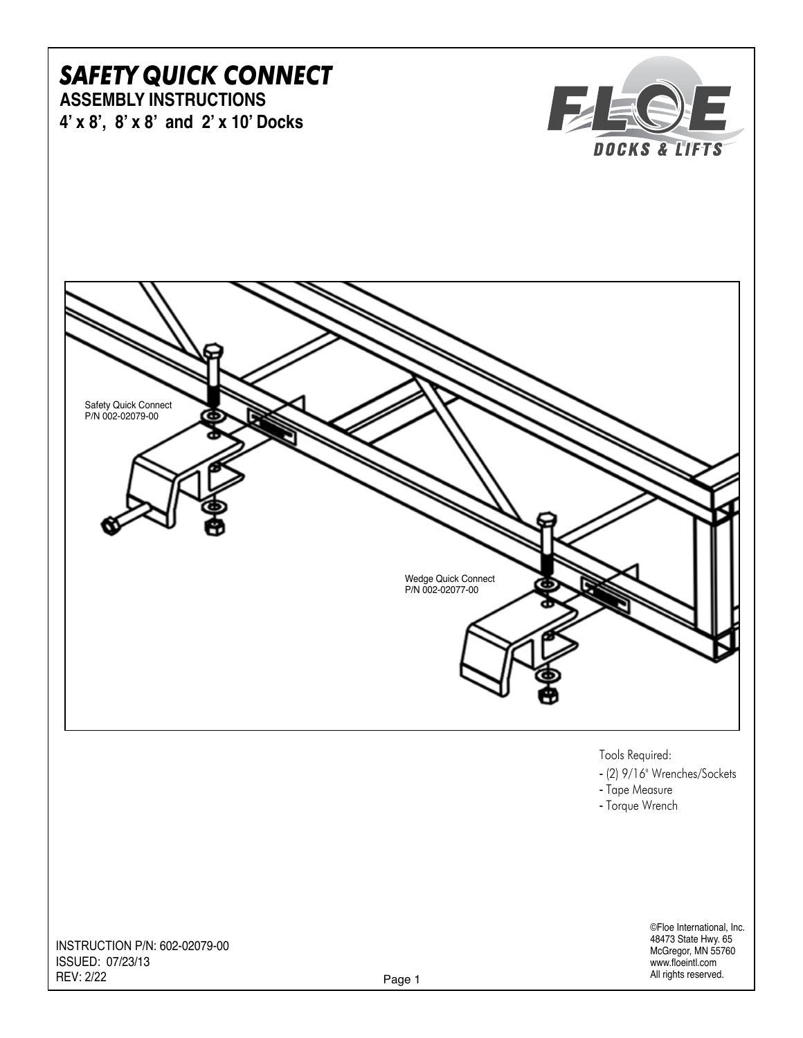# SAFETY QUICK CONNECT

**ASSEMBLY INSTRUCTIONS**

**4' x 8', 8' x 8' and 2' x 10' Docks**

Safety Quick Connect
P/N 002-02079-00

Wedge Quick Connect
P/N 002-02077-00

Tools Required:

- (2) 9/16" Wrenches/Sockets
- Tape Measure
- Torque Wrench

INSTRUCTION P/N: 602-02079-00
ISSUED: 07/23/13
REV: 2/22

©Floe International, Inc.
48473 State Hwy. 65
McGregor, MN 55760
www.floeintl.com
All rights reserved.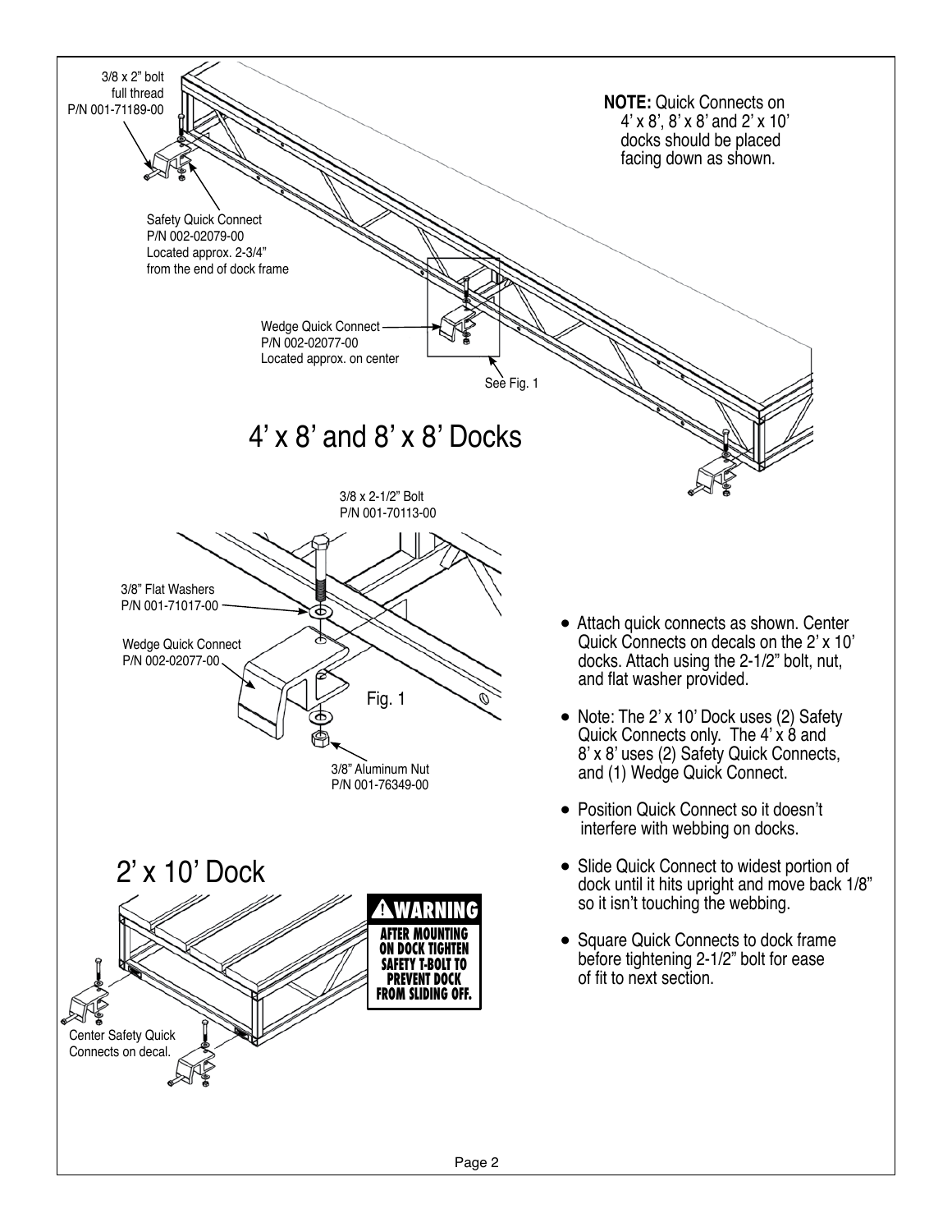3/8 x 2" bolt
full thread
P/N 001-71189-00

**NOTE:** Quick Connects on 4' x 8', 8' x 8' and 2' x 10' docks should be placed facing down as shown.

Safety Quick Connect
P/N 002-02079-00
Located approx. 2-3/4" from the end of dock frame

Wedge Quick Connect
P/N 002-02077-00
Located approx. on center

See Fig. 1

## 4' x 8' and 8' x 8' Docks

3/8 x 2-1/2" Bolt
P/N 001-70113-00

3/8" Flat Washers
P/N 001-71017-00

Wedge Quick Connect
P/N 002-02077-00

Fig. 1

3/8" Aluminum Nut
P/N 001-76349-00

- Attach quick connects as shown. Center Quick Connects on decals on the 2' x 10' docks. Attach using the 2-1/2" bolt, nut, and flat washer provided.
- Note: The 2' x 10' Dock uses (2) Safety Quick Connects only. The 4' x 8 and 8' x 8' uses (2) Safety Quick Connects, and (1) Wedge Quick Connect.
- Position Quick Connect so it doesn't interfere with webbing on docks.
- Slide Quick Connect to widest portion of dock until it hits upright and move back 1/8" so it isn't touching the webbing.
- Square Quick Connects to dock frame before tightening 2-1/2" bolt for ease of fit to next section.

## 2' x 10' Dock

**⚠WARNING**
**AFTER MOUNTING ON DOCK TIGHTEN SAFETY T-BOLT TO PREVENT DOCK FROM SLIDING OFF.**

Center Safety Quick Connects on decal.